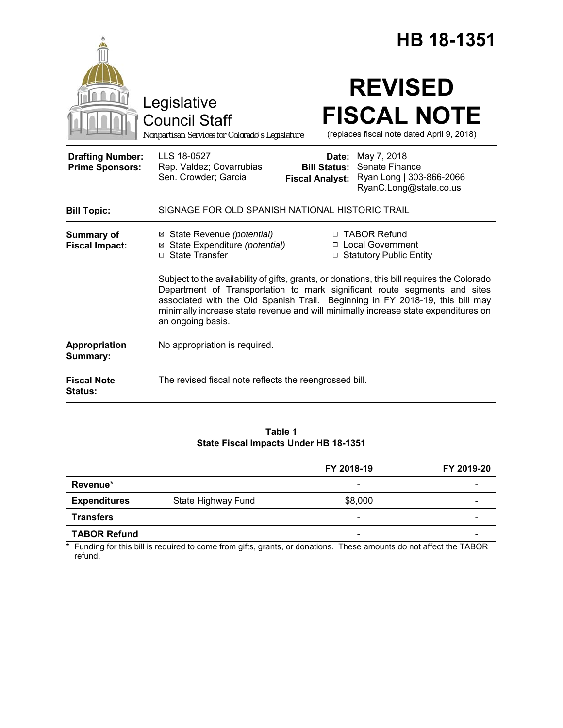# HB 18-1351

Legislative Council Staff

*Nonpartisan Services for Colorado's Legislature*

# REVISED FISCAL NOTE

(replaces fiscal note dated April 9, 2018)

**Drafting Number:** LLS 18-0527
**Prime Sponsors:** Rep. Valdez; Covarrubias
Sen. Crowder; Garcia

**Date:** May 7, 2018
**Bill Status:** Senate Finance
**Fiscal Analyst:** Ryan Long | 303-866-2066
RyanC.Long@state.co.us

**Bill Topic:** SIGNAGE FOR OLD SPANISH NATIONAL HISTORIC TRAIL

**Summary of Fiscal Impact:**

- ☒ State Revenue *(potential)*
- ☒ State Expenditure *(potential)*
- ☐ State Transfer
- ☐ TABOR Refund
- ☐ Local Government
- ☐ Statutory Public Entity

Subject to the availability of gifts, grants, or donations, this bill requires the Colorado Department of Transportation to mark significant route segments and sites associated with the Old Spanish Trail. Beginning in FY 2018-19, this bill may minimally increase state revenue and will minimally increase state expenditures on an ongoing basis.

**Appropriation Summary:** No appropriation is required.

**Fiscal Note Status:** The revised fiscal note reflects the reengrossed bill.

**Table 1**
**State Fiscal Impacts Under HB 18-1351**

| | | FY 2018-19 | FY 2019-20 |
|---|---|---|---|
| **Revenue*** | | - | - |
| **Expenditures** | State Highway Fund | $8,000 | - |
| **Transfers** | | - | - |
| **TABOR Refund** | | - | - |

\* Funding for this bill is required to come from gifts, grants, or donations. These amounts do not affect the TABOR refund.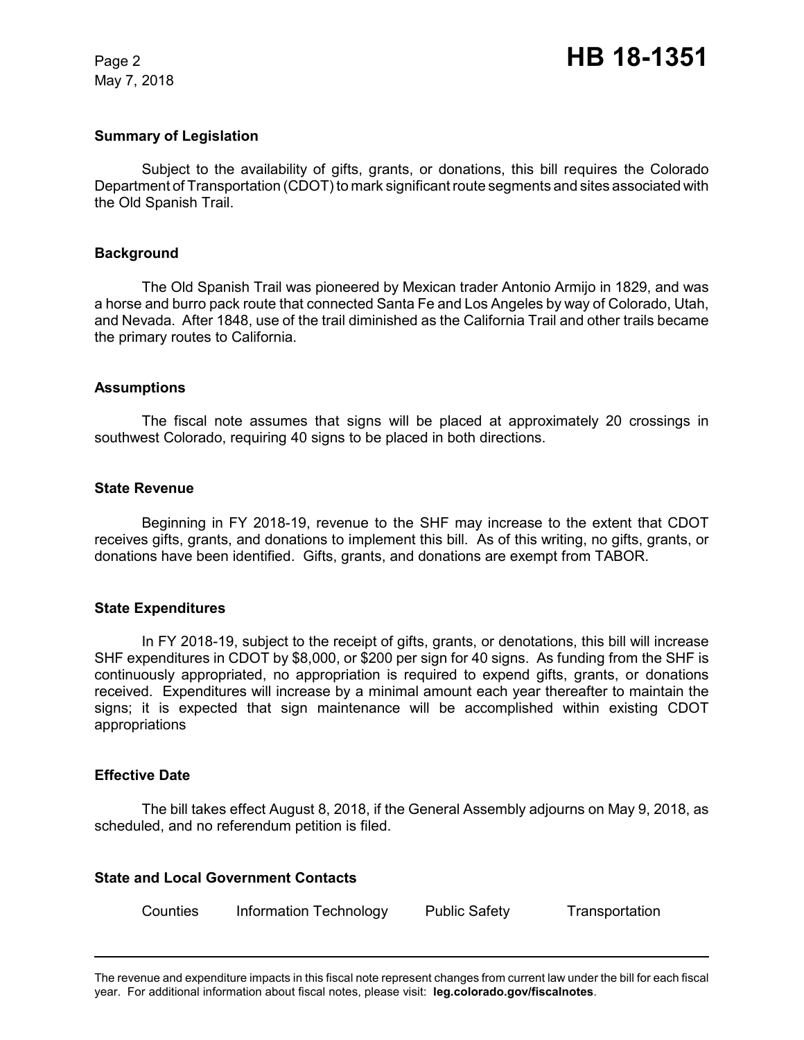## Summary of Legislation

Subject to the availability of gifts, grants, or donations, this bill requires the Colorado Department of Transportation (CDOT) to mark significant route segments and sites associated with the Old Spanish Trail.

## Background

The Old Spanish Trail was pioneered by Mexican trader Antonio Armijo in 1829, and was a horse and burro pack route that connected Santa Fe and Los Angeles by way of Colorado, Utah, and Nevada. After 1848, use of the trail diminished as the California Trail and other trails became the primary routes to California.

## Assumptions

The fiscal note assumes that signs will be placed at approximately 20 crossings in southwest Colorado, requiring 40 signs to be placed in both directions.

## State Revenue

Beginning in FY 2018-19, revenue to the SHF may increase to the extent that CDOT receives gifts, grants, and donations to implement this bill. As of this writing, no gifts, grants, or donations have been identified. Gifts, grants, and donations are exempt from TABOR.

## State Expenditures

In FY 2018-19, subject to the receipt of gifts, grants, or denotations, this bill will increase SHF expenditures in CDOT by $8,000, or $200 per sign for 40 signs. As funding from the SHF is continuously appropriated, no appropriation is required to expend gifts, grants, or donations received. Expenditures will increase by a minimal amount each year thereafter to maintain the signs; it is expected that sign maintenance will be accomplished within existing CDOT appropriations

## Effective Date

The bill takes effect August 8, 2018, if the General Assembly adjourns on May 9, 2018, as scheduled, and no referendum petition is filed.

## State and Local Government Contacts

Counties Information Technology Public Safety Transportation

The revenue and expenditure impacts in this fiscal note represent changes from current law under the bill for each fiscal year. For additional information about fiscal notes, please visit: **leg.colorado.gov/fiscalnotes**.